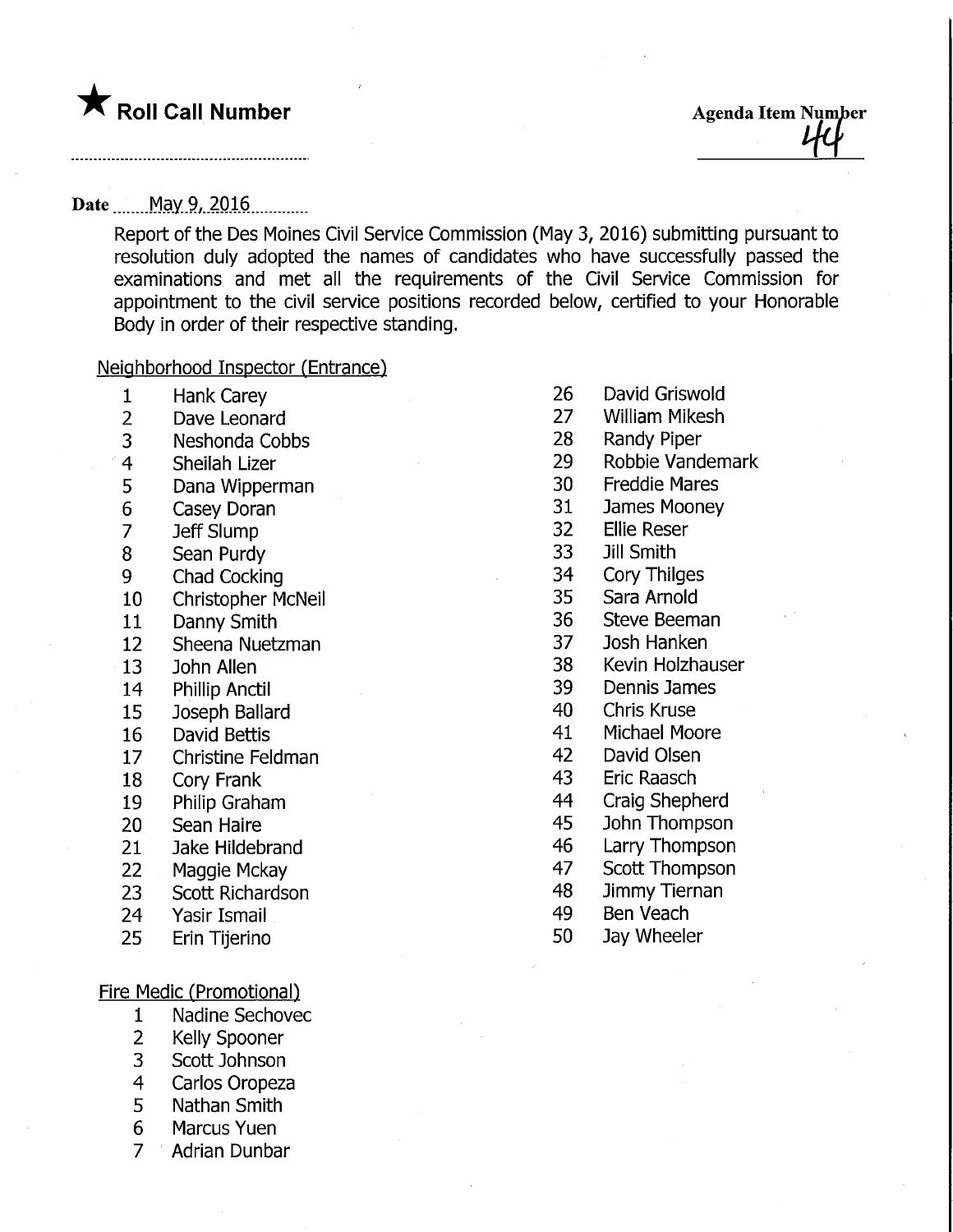★ **Roll Call Number**

**Agenda Item Number** 44

**Date** May 9, 2016

Report of the Des Moines Civil Service Commission (May 3, 2016) submitting pursuant to resolution duly adopted the names of candidates who have successfully passed the examinations and met all the requirements of the Civil Service Commission for appointment to the civil service positions recorded below, certified to your Honorable Body in order of their respective standing.

Neighborhood Inspector (Entrance)

1. Hank Carey
2. Dave Leonard
3. Neshonda Cobbs
4. Sheilah Lizer
5. Dana Wipperman
6. Casey Doran
7. Jeff Slump
8. Sean Purdy
9. Chad Cocking
10. Christopher McNeil
11. Danny Smith
12. Sheena Nuetzman
13. John Allen
14. Phillip Anctil
15. Joseph Ballard
16. David Bettis
17. Christine Feldman
18. Cory Frank
19. Philip Graham
20. Sean Haire
21. Jake Hildebrand
22. Maggie Mckay
23. Scott Richardson
24. Yasir Ismail
25. Erin Tijerino
26. David Griswold
27. William Mikesh
28. Randy Piper
29. Robbie Vandemark
30. Freddie Mares
31. James Mooney
32. Ellie Reser
33. Jill Smith
34. Cory Thilges
35. Sara Arnold
36. Steve Beeman
37. Josh Hanken
38. Kevin Holzhauser
39. Dennis James
40. Chris Kruse
41. Michael Moore
42. David Olsen
43. Eric Raasch
44. Craig Shepherd
45. John Thompson
46. Larry Thompson
47. Scott Thompson
48. Jimmy Tiernan
49. Ben Veach
50. Jay Wheeler

Fire Medic (Promotional)

1. Nadine Sechovec
2. Kelly Spooner
3. Scott Johnson
4. Carlos Oropeza
5. Nathan Smith
6. Marcus Yuen
7. Adrian Dunbar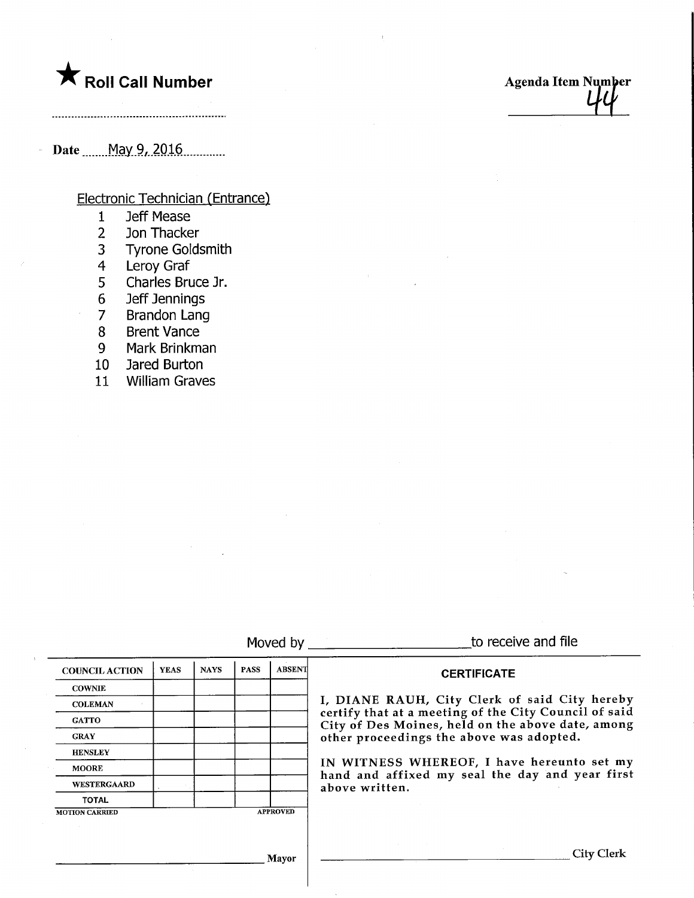★ **Roll Call Number**

**Agenda Item Number** 44

Date May 9, 2016

Electronic Technician (Entrance)

1. Jeff Mease
2. Jon Thacker
3. Tyrone Goldsmith
4. Leroy Graf
5. Charles Bruce Jr.
6. Jeff Jennings
7. Brandon Lang
8. Brent Vance
9. Mark Brinkman
10. Jared Burton
11. William Graves

Moved by ____________________ to receive and file

| COUNCIL ACTION | YEAS | NAYS | PASS | ABSENT |
|---|---|---|---|---|
| COWNIE | | | | |
| COLEMAN | | | | |
| GATTO | | | | |
| GRAY | | | | |
| HENSLEY | | | | |
| MOORE | | | | |
| WESTERGAARD | | | | |
| TOTAL | | | | |

MOTION CARRIED APPROVED

____________________ Mayor

**CERTIFICATE**

I, DIANE RAUH, City Clerk of said City hereby certify that at a meeting of the City Council of said City of Des Moines, held on the above date, among other proceedings the above was adopted.

IN WITNESS WHEREOF, I have hereunto set my hand and affixed my seal the day and year first above written.

____________________ City Clerk